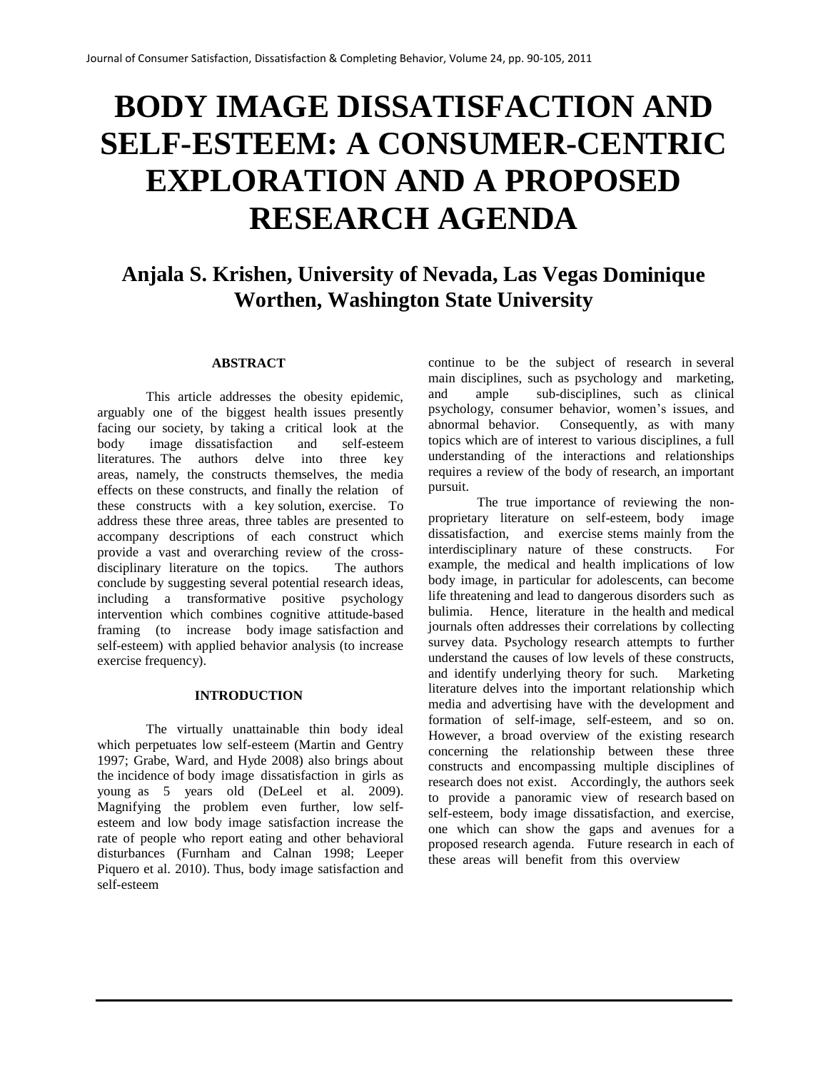# BODY IMAGE DISSATISFACTION AND SELF-ESTEEM: A CONSUMER-CENTRIC EXPLORATION AND A PROPOSED RESEARCH AGENDA

## Anjala S. Krishen, University of Nevada, Las Vegas Dominique Worthen, Washington State University

### ABSTRACT

This article addresses the obesity epidemic, arguably one of the biggest health issues presently facing our society, by taking a critical look at the body image dissatisfaction and self-esteem literatures. The authors delve into three key areas, namely, the constructs themselves, the media effects on these constructs, and finally the relation of these constructs with a key solution, exercise. To address these three areas, three tables are presented to accompany descriptions of each construct which provide a vast and overarching review of the cross-disciplinary literature on the topics. The authors conclude by suggesting several potential research ideas, including a transformative positive psychology intervention which combines cognitive attitude-based framing (to increase body image satisfaction and self-esteem) with applied behavior analysis (to increase exercise frequency).

### INTRODUCTION

The virtually unattainable thin body ideal which perpetuates low self-esteem (Martin and Gentry 1997; Grabe, Ward, and Hyde 2008) also brings about the incidence of body image dissatisfaction in girls as young as 5 years old (DeLeel et al. 2009). Magnifying the problem even further, low self-esteem and low body image satisfaction increase the rate of people who report eating and other behavioral disturbances (Furnham and Calnan 1998; Leeper Piquero et al. 2010). Thus, body image satisfaction and self-esteem continue to be the subject of research in several main disciplines, such as psychology and marketing, and ample sub-disciplines, such as clinical psychology, consumer behavior, women's issues, and abnormal behavior. Consequently, as with many topics which are of interest to various disciplines, a full understanding of the interactions and relationships requires a review of the body of research, an important pursuit.

The true importance of reviewing the non-proprietary literature on self-esteem, body image dissatisfaction, and exercise stems mainly from the interdisciplinary nature of these constructs. For example, the medical and health implications of low body image, in particular for adolescents, can become life threatening and lead to dangerous disorders such as bulimia. Hence, literature in the health and medical journals often addresses their correlations by collecting survey data. Psychology research attempts to further understand the causes of low levels of these constructs, and identify underlying theory for such. Marketing literature delves into the important relationship which media and advertising have with the development and formation of self-image, self-esteem, and so on. However, a broad overview of the existing research concerning the relationship between these three constructs and encompassing multiple disciplines of research does not exist. Accordingly, the authors seek to provide a panoramic view of research based on self-esteem, body image dissatisfaction, and exercise, one which can show the gaps and avenues for a proposed research agenda. Future research in each of these areas will benefit from this overview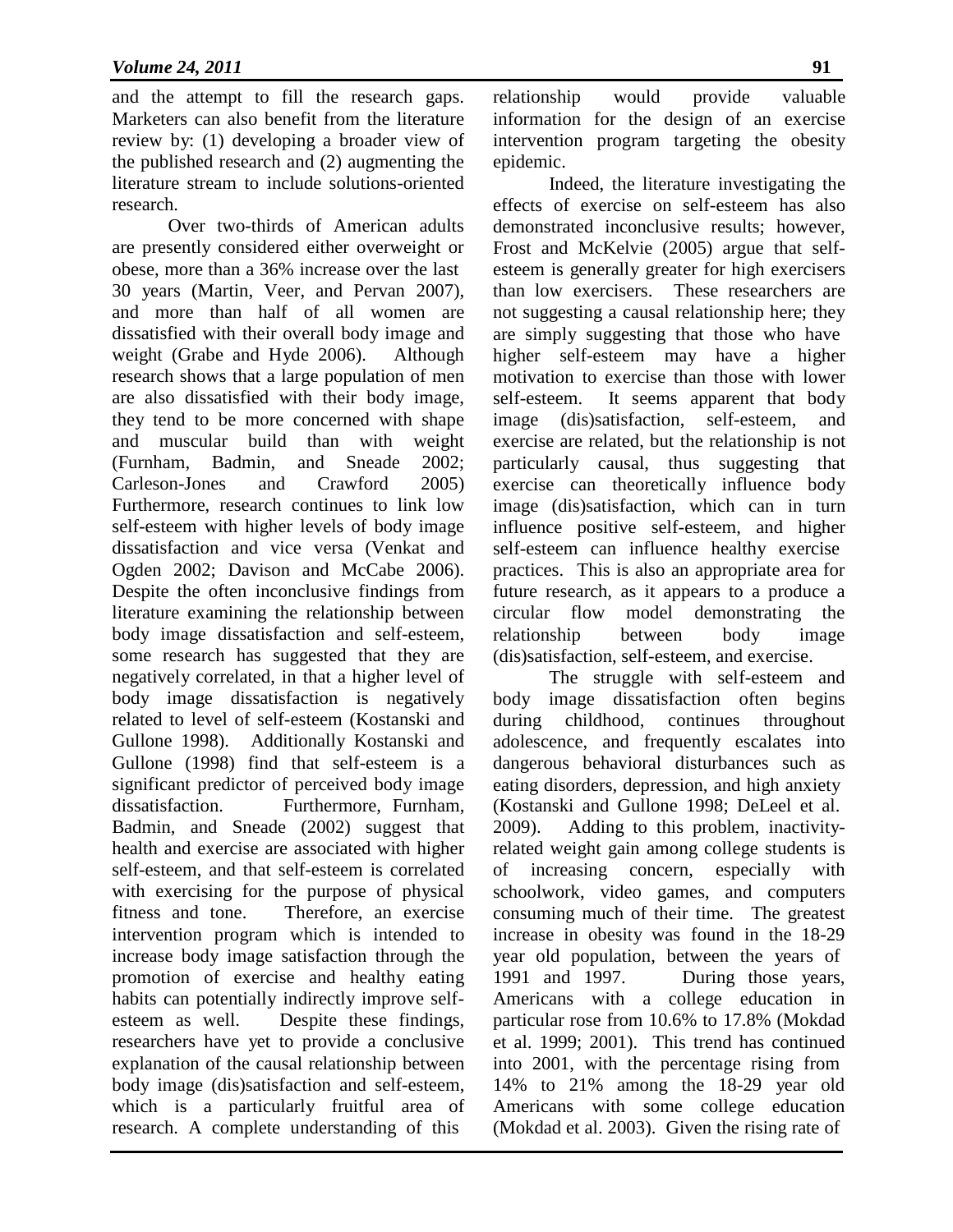and the attempt to fill the research gaps. Marketers can also benefit from the literature review by: (1) developing a broader view of the published research and (2) augmenting the literature stream to include solutions-oriented research.

Over two-thirds of American adults are presently considered either overweight or obese, more than a 36% increase over the last 30 years (Martin, Veer, and Pervan 2007), and more than half of all women are dissatisfied with their overall body image and weight (Grabe and Hyde 2006). Although research shows that a large population of men are also dissatisfied with their body image, they tend to be more concerned with shape and muscular build than with weight (Furnham, Badmin, and Sneade 2002; Carleson-Jones and Crawford 2005) Furthermore, research continues to link low self-esteem with higher levels of body image dissatisfaction and vice versa (Venkat and Ogden 2002; Davison and McCabe 2006). Despite the often inconclusive findings from literature examining the relationship between body image dissatisfaction and self-esteem, some research has suggested that they are negatively correlated, in that a higher level of body image dissatisfaction is negatively related to level of self-esteem (Kostanski and Gullone 1998). Additionally Kostanski and Gullone (1998) find that self-esteem is a significant predictor of perceived body image dissatisfaction. Furthermore, Furnham, Badmin, and Sneade (2002) suggest that health and exercise are associated with higher self-esteem, and that self-esteem is correlated with exercising for the purpose of physical fitness and tone. Therefore, an exercise intervention program which is intended to increase body image satisfaction through the promotion of exercise and healthy eating habits can potentially indirectly improve self-esteem as well. Despite these findings, researchers have yet to provide a conclusive explanation of the causal relationship between body image (dis)satisfaction and self-esteem, which is a particularly fruitful area of research. A complete understanding of this relationship would provide valuable information for the design of an exercise intervention program targeting the obesity epidemic.

Indeed, the literature investigating the effects of exercise on self-esteem has also demonstrated inconclusive results; however, Frost and McKelvie (2005) argue that self-esteem is generally greater for high exercisers than low exercisers. These researchers are not suggesting a causal relationship here; they are simply suggesting that those who have higher self-esteem may have a higher motivation to exercise than those with lower self-esteem. It seems apparent that body image (dis)satisfaction, self-esteem, and exercise are related, but the relationship is not particularly causal, thus suggesting that exercise can theoretically influence body image (dis)satisfaction, which can in turn influence positive self-esteem, and higher self-esteem can influence healthy exercise practices. This is also an appropriate area for future research, as it appears to a produce a circular flow model demonstrating the relationship between body image (dis)satisfaction, self-esteem, and exercise.

The struggle with self-esteem and body image dissatisfaction often begins during childhood, continues throughout adolescence, and frequently escalates into dangerous behavioral disturbances such as eating disorders, depression, and high anxiety (Kostanski and Gullone 1998; DeLeel et al. 2009). Adding to this problem, inactivity-related weight gain among college students is of increasing concern, especially with schoolwork, video games, and computers consuming much of their time. The greatest increase in obesity was found in the 18-29 year old population, between the years of 1991 and 1997. During those years, Americans with a college education in particular rose from 10.6% to 17.8% (Mokdad et al. 1999; 2001). This trend has continued into 2001, with the percentage rising from 14% to 21% among the 18-29 year old Americans with some college education (Mokdad et al. 2003). Given the rising rate of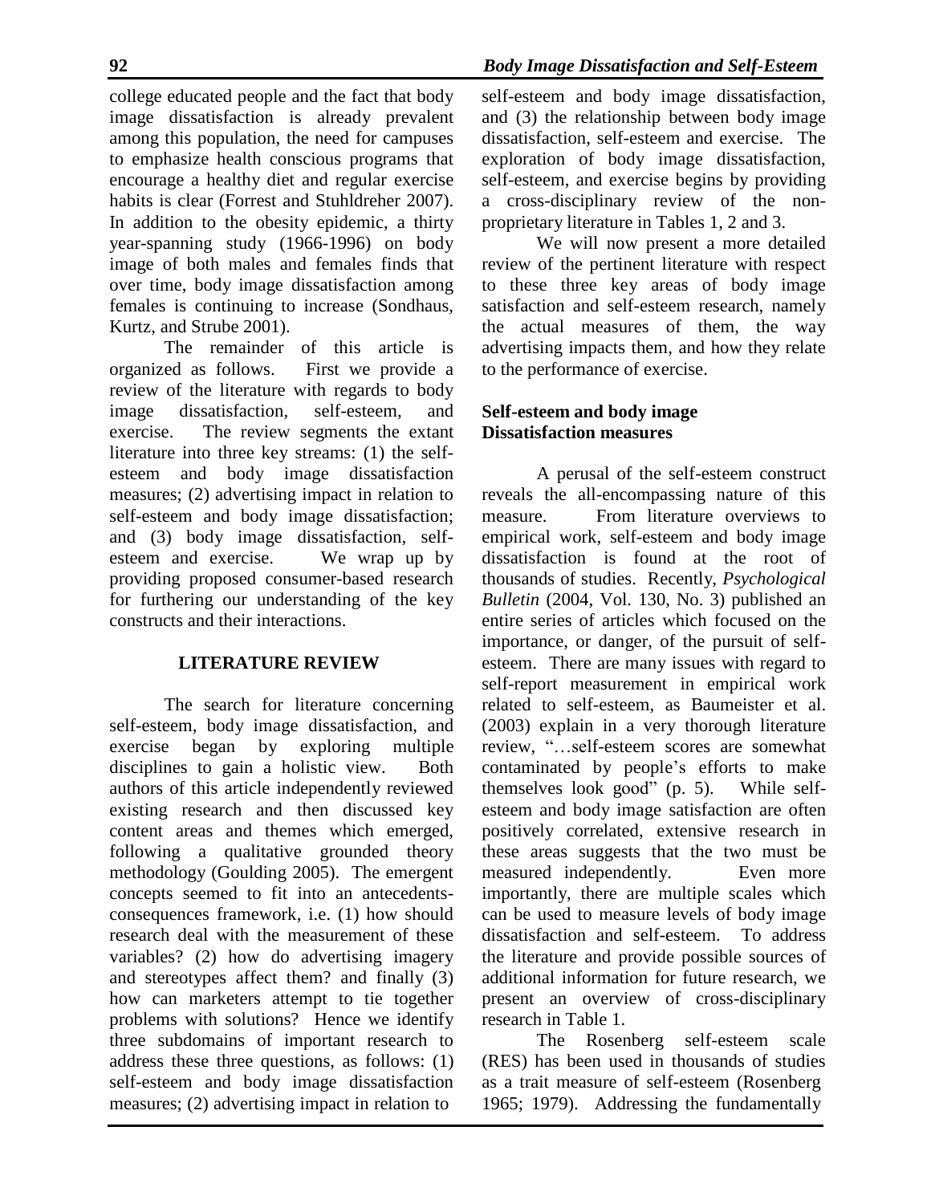college educated people and the fact that body image dissatisfaction is already prevalent among this population, the need for campuses to emphasize health conscious programs that encourage a healthy diet and regular exercise habits is clear (Forrest and Stuhldreher 2007). In addition to the obesity epidemic, a thirty year-spanning study (1966-1996) on body image of both males and females finds that over time, body image dissatisfaction among females is continuing to increase (Sondhaus, Kurtz, and Strube 2001).

The remainder of this article is organized as follows. First we provide a review of the literature with regards to body image dissatisfaction, self-esteem, and exercise. The review segments the extant literature into three key streams: (1) the self-esteem and body image dissatisfaction measures; (2) advertising impact in relation to self-esteem and body image dissatisfaction; and (3) body image dissatisfaction, self-esteem and exercise. We wrap up by providing proposed consumer-based research for furthering our understanding of the key constructs and their interactions.

## LITERATURE REVIEW

The search for literature concerning self-esteem, body image dissatisfaction, and exercise began by exploring multiple disciplines to gain a holistic view. Both authors of this article independently reviewed existing research and then discussed key content areas and themes which emerged, following a qualitative grounded theory methodology (Goulding 2005). The emergent concepts seemed to fit into an antecedents-consequences framework, i.e. (1) how should research deal with the measurement of these variables? (2) how do advertising imagery and stereotypes affect them? and finally (3) how can marketers attempt to tie together problems with solutions? Hence we identify three subdomains of important research to address these three questions, as follows: (1) self-esteem and body image dissatisfaction measures; (2) advertising impact in relation to self-esteem and body image dissatisfaction, and (3) the relationship between body image dissatisfaction, self-esteem and exercise. The exploration of body image dissatisfaction, self-esteem, and exercise begins by providing a cross-disciplinary review of the non-proprietary literature in Tables 1, 2 and 3.

We will now present a more detailed review of the pertinent literature with respect to these three key areas of body image satisfaction and self-esteem research, namely the actual measures of them, the way advertising impacts them, and how they relate to the performance of exercise.

### Self-esteem and body image Dissatisfaction measures

A perusal of the self-esteem construct reveals the all-encompassing nature of this measure. From literature overviews to empirical work, self-esteem and body image dissatisfaction is found at the root of thousands of studies. Recently, *Psychological Bulletin* (2004, Vol. 130, No. 3) published an entire series of articles which focused on the importance, or danger, of the pursuit of self-esteem. There are many issues with regard to self-report measurement in empirical work related to self-esteem, as Baumeister et al. (2003) explain in a very thorough literature review, "…self-esteem scores are somewhat contaminated by people's efforts to make themselves look good" (p. 5). While self-esteem and body image satisfaction are often positively correlated, extensive research in these areas suggests that the two must be measured independently. Even more importantly, there are multiple scales which can be used to measure levels of body image dissatisfaction and self-esteem. To address the literature and provide possible sources of additional information for future research, we present an overview of cross-disciplinary research in Table 1.

The Rosenberg self-esteem scale (RES) has been used in thousands of studies as a trait measure of self-esteem (Rosenberg 1965; 1979). Addressing the fundamentally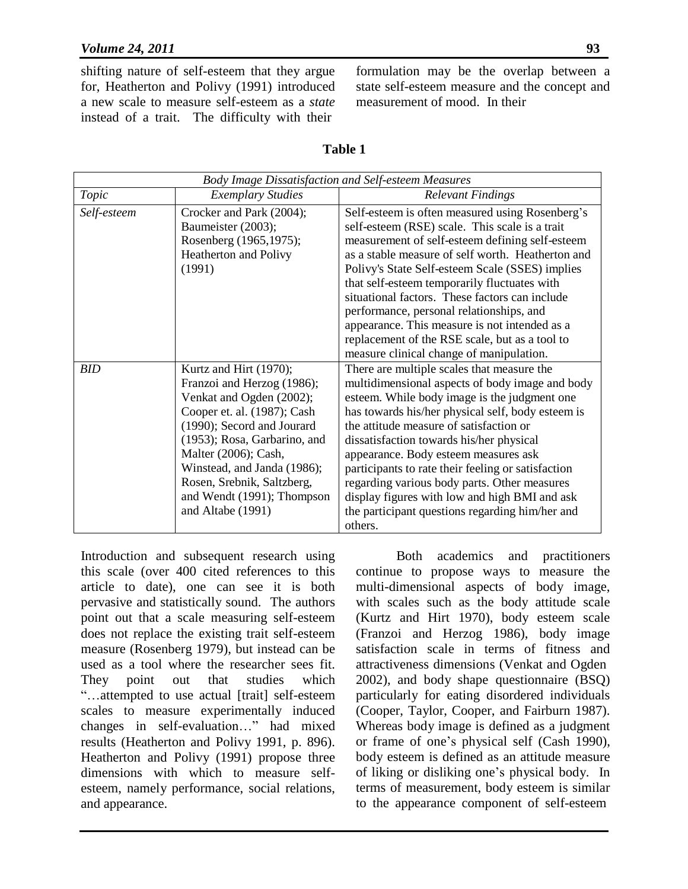shifting nature of self-esteem that they argue for, Heatherton and Polivy (1991) introduced a new scale to measure self-esteem as a *state* instead of a trait. The difficulty with their formulation may be the overlap between a state self-esteem measure and the concept and measurement of mood. In their

**Table 1**

| *Body Image Dissatisfaction and Self-esteem Measures* | | |
|---|---|---|
| *Topic* | *Exemplary Studies* | *Relevant Findings* |
| *Self-esteem* | Crocker and Park (2004); Baumeister (2003); Rosenberg (1965,1975); Heatherton and Polivy (1991) | Self-esteem is often measured using Rosenberg's self-esteem (RSE) scale. This scale is a trait measurement of self-esteem defining self-esteem as a stable measure of self worth. Heatherton and Polivy's State Self-esteem Scale (SSES) implies that self-esteem temporarily fluctuates with situational factors. These factors can include performance, personal relationships, and appearance. This measure is not intended as a replacement of the RSE scale, but as a tool to measure clinical change of manipulation. |
| *BID* | Kurtz and Hirt (1970); Franzoi and Herzog (1986); Venkat and Ogden (2002); Cooper et. al. (1987); Cash (1990); Secord and Jourard (1953); Rosa, Garbarino, and Malter (2006); Cash, Winstead, and Janda (1986); Rosen, Srebnik, Saltzberg, and Wendt (1991); Thompson and Altabe (1991) | There are multiple scales that measure the multidimensional aspects of body image and body esteem. While body image is the judgment one has towards his/her physical self, body esteem is the attitude measure of satisfaction or dissatisfaction towards his/her physical appearance. Body esteem measures ask participants to rate their feeling or satisfaction regarding various body parts. Other measures display figures with low and high BMI and ask the participant questions regarding him/her and others. |

Introduction and subsequent research using this scale (over 400 cited references to this article to date), one can see it is both pervasive and statistically sound. The authors point out that a scale measuring self-esteem does not replace the existing trait self-esteem measure (Rosenberg 1979), but instead can be used as a tool where the researcher sees fit. They point out that studies which "…attempted to use actual [trait] self-esteem scales to measure experimentally induced changes in self-evaluation…" had mixed results (Heatherton and Polivy 1991, p. 896). Heatherton and Polivy (1991) propose three dimensions with which to measure self-esteem, namely performance, social relations, and appearance.

Both academics and practitioners continue to propose ways to measure the multi-dimensional aspects of body image, with scales such as the body attitude scale (Kurtz and Hirt 1970), body esteem scale (Franzoi and Herzog 1986), body image satisfaction scale in terms of fitness and attractiveness dimensions (Venkat and Ogden 2002), and body shape questionnaire (BSQ) particularly for eating disordered individuals (Cooper, Taylor, Cooper, and Fairburn 1987). Whereas body image is defined as a judgment or frame of one's physical self (Cash 1990), body esteem is defined as an attitude measure of liking or disliking one's physical body. In terms of measurement, body esteem is similar to the appearance component of self-esteem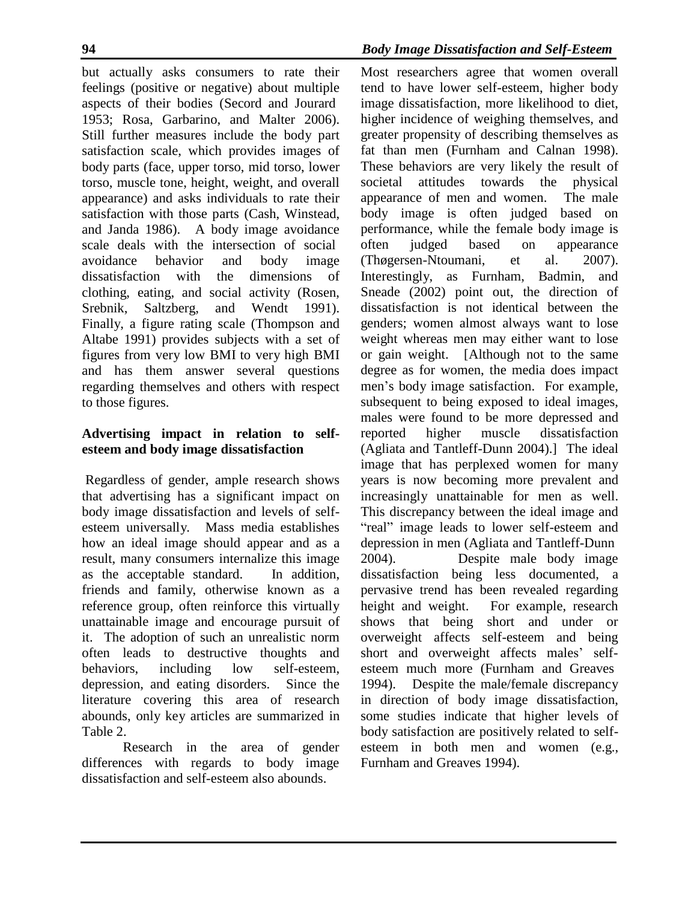but actually asks consumers to rate their feelings (positive or negative) about multiple aspects of their bodies (Secord and Jourard 1953; Rosa, Garbarino, and Malter 2006). Still further measures include the body part satisfaction scale, which provides images of body parts (face, upper torso, mid torso, lower torso, muscle tone, height, weight, and overall appearance) and asks individuals to rate their satisfaction with those parts (Cash, Winstead, and Janda 1986). A body image avoidance scale deals with the intersection of social avoidance behavior and body image dissatisfaction with the dimensions of clothing, eating, and social activity (Rosen, Srebnik, Saltzberg, and Wendt 1991). Finally, a figure rating scale (Thompson and Altabe 1991) provides subjects with a set of figures from very low BMI to very high BMI and has them answer several questions regarding themselves and others with respect to those figures.

### Advertising impact in relation to self-esteem and body image dissatisfaction

Regardless of gender, ample research shows that advertising has a significant impact on body image dissatisfaction and levels of self-esteem universally. Mass media establishes how an ideal image should appear and as a result, many consumers internalize this image as the acceptable standard. In addition, friends and family, otherwise known as a reference group, often reinforce this virtually unattainable image and encourage pursuit of it. The adoption of such an unrealistic norm often leads to destructive thoughts and behaviors, including low self-esteem, depression, and eating disorders. Since the literature covering this area of research abounds, only key articles are summarized in Table 2.

Research in the area of gender differences with regards to body image dissatisfaction and self-esteem also abounds. Most researchers agree that women overall tend to have lower self-esteem, higher body image dissatisfaction, more likelihood to diet, higher incidence of weighing themselves, and greater propensity of describing themselves as fat than men (Furnham and Calnan 1998). These behaviors are very likely the result of societal attitudes towards the physical appearance of men and women. The male body image is often judged based on performance, while the female body image is often judged based on appearance (Thøgersen-Ntoumani, et al. 2007). Interestingly, as Furnham, Badmin, and Sneade (2002) point out, the direction of dissatisfaction is not identical between the genders; women almost always want to lose weight whereas men may either want to lose or gain weight. [Although not to the same degree as for women, the media does impact men's body image satisfaction. For example, subsequent to being exposed to ideal images, males were found to be more depressed and reported higher muscle dissatisfaction (Agliata and Tantleff-Dunn 2004).] The ideal image that has perplexed women for many years is now becoming more prevalent and increasingly unattainable for men as well. This discrepancy between the ideal image and "real" image leads to lower self-esteem and depression in men (Agliata and Tantleff-Dunn 2004). Despite male body image dissatisfaction being less documented, a pervasive trend has been revealed regarding height and weight. For example, research shows that being short and under or overweight affects self-esteem and being short and overweight affects males' self-esteem much more (Furnham and Greaves 1994). Despite the male/female discrepancy in direction of body image dissatisfaction, some studies indicate that higher levels of body satisfaction are positively related to self-esteem in both men and women (e.g., Furnham and Greaves 1994).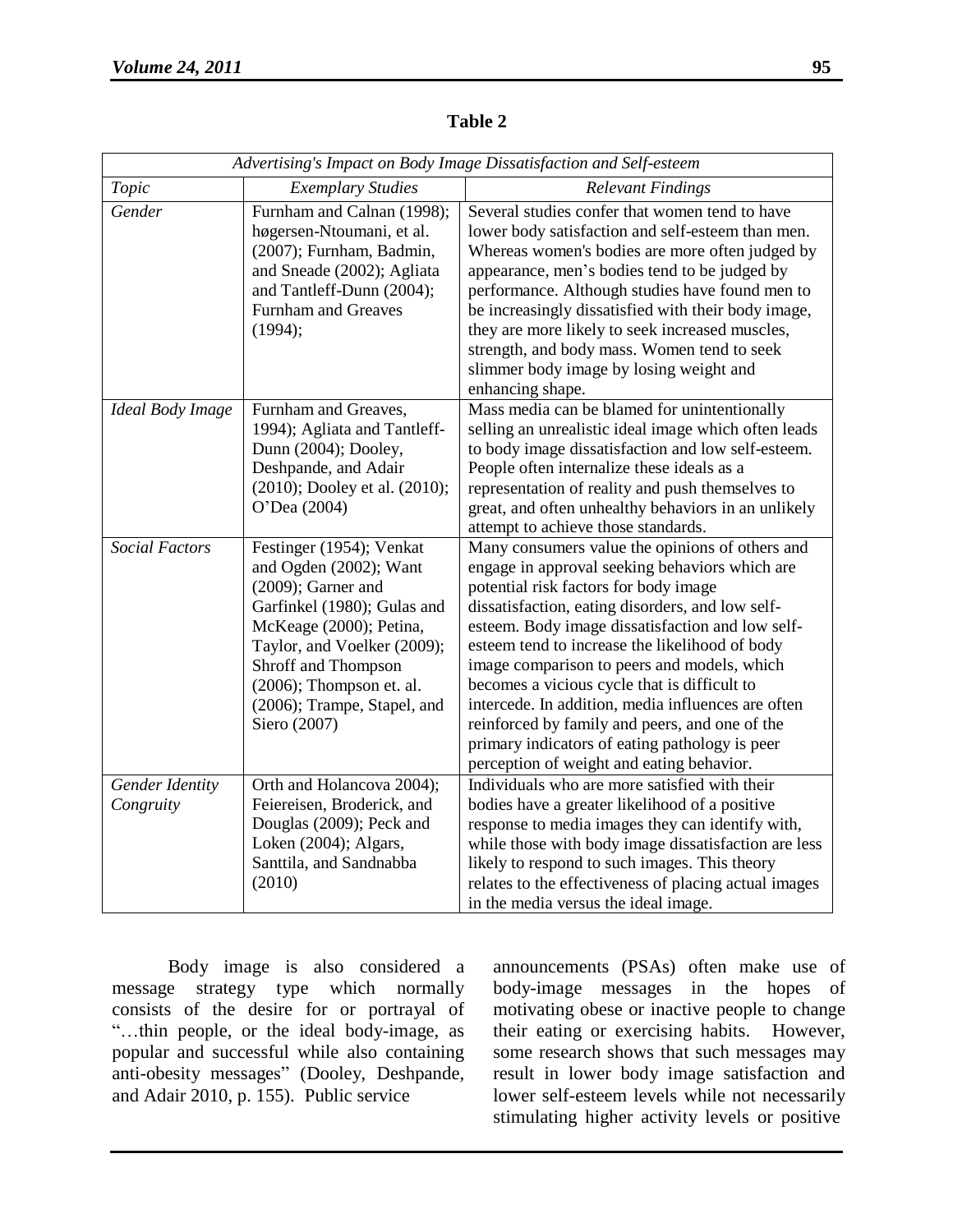**Table 2**

| *Advertising's Impact on Body Image Dissatisfaction and Self-esteem* | | |
|---|---|---|
| *Topic* | *Exemplary Studies* | *Relevant Findings* |
| *Gender* | Furnham and Calnan (1998); høgersen-Ntoumani, et al. (2007); Furnham, Badmin, and Sneade (2002); Agliata and Tantleff-Dunn (2004); Furnham and Greaves (1994); | Several studies confer that women tend to have lower body satisfaction and self-esteem than men. Whereas women's bodies are more often judged by appearance, men's bodies tend to be judged by performance. Although studies have found men to be increasingly dissatisfied with their body image, they are more likely to seek increased muscles, strength, and body mass. Women tend to seek slimmer body image by losing weight and enhancing shape. |
| *Ideal Body Image* | Furnham and Greaves, 1994); Agliata and Tantleff-Dunn (2004); Dooley, Deshpande, and Adair (2010); Dooley et al. (2010); O'Dea (2004) | Mass media can be blamed for unintentionally selling an unrealistic ideal image which often leads to body image dissatisfaction and low self-esteem. People often internalize these ideals as a representation of reality and push themselves to great, and often unhealthy behaviors in an unlikely attempt to achieve those standards. |
| *Social Factors* | Festinger (1954); Venkat and Ogden (2002); Want (2009); Garner and Garfinkel (1980); Gulas and McKeage (2000); Petina, Taylor, and Voelker (2009); Shroff and Thompson (2006); Thompson et. al. (2006); Trampe, Stapel, and Siero (2007) | Many consumers value the opinions of others and engage in approval seeking behaviors which are potential risk factors for body image dissatisfaction, eating disorders, and low self-esteem. Body image dissatisfaction and low self-esteem tend to increase the likelihood of body image comparison to peers and models, which becomes a vicious cycle that is difficult to intercede. In addition, media influences are often reinforced by family and peers, and one of the primary indicators of eating pathology is peer perception of weight and eating behavior. |
| *Gender Identity Congruity* | Orth and Holancova 2004); Feiereisen, Broderick, and Douglas (2009); Peck and Loken (2004); Algars, Santtila, and Sandnabba (2010) | Individuals who are more satisfied with their bodies have a greater likelihood of a positive response to media images they can identify with, while those with body image dissatisfaction are less likely to respond to such images. This theory relates to the effectiveness of placing actual images in the media versus the ideal image. |

Body image is also considered a message strategy type which normally consists of the desire for or portrayal of "…thin people, or the ideal body-image, as popular and successful while also containing anti-obesity messages" (Dooley, Deshpande, and Adair 2010, p. 155). Public service announcements (PSAs) often make use of body-image messages in the hopes of motivating obese or inactive people to change their eating or exercising habits. However, some research shows that such messages may result in lower body image satisfaction and lower self-esteem levels while not necessarily stimulating higher activity levels or positive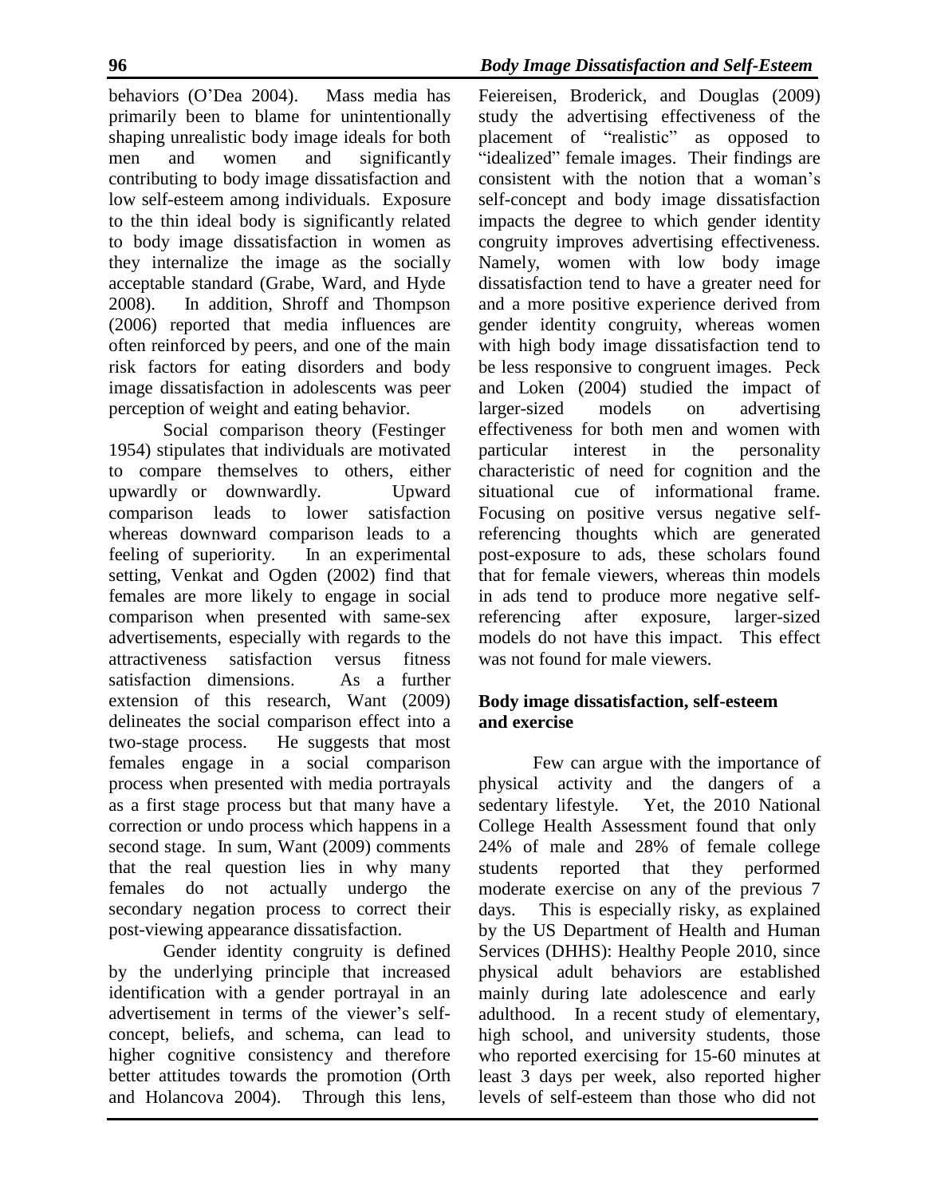behaviors (O'Dea 2004). Mass media has primarily been to blame for unintentionally shaping unrealistic body image ideals for both men and women and significantly contributing to body image dissatisfaction and low self-esteem among individuals. Exposure to the thin ideal body is significantly related to body image dissatisfaction in women as they internalize the image as the socially acceptable standard (Grabe, Ward, and Hyde 2008). In addition, Shroff and Thompson (2006) reported that media influences are often reinforced by peers, and one of the main risk factors for eating disorders and body image dissatisfaction in adolescents was peer perception of weight and eating behavior.

Social comparison theory (Festinger 1954) stipulates that individuals are motivated to compare themselves to others, either upwardly or downwardly. Upward comparison leads to lower satisfaction whereas downward comparison leads to a feeling of superiority. In an experimental setting, Venkat and Ogden (2002) find that females are more likely to engage in social comparison when presented with same-sex advertisements, especially with regards to the attractiveness satisfaction versus fitness satisfaction dimensions. As a further extension of this research, Want (2009) delineates the social comparison effect into a two-stage process. He suggests that most females engage in a social comparison process when presented with media portrayals as a first stage process but that many have a correction or undo process which happens in a second stage. In sum, Want (2009) comments that the real question lies in why many females do not actually undergo the secondary negation process to correct their post-viewing appearance dissatisfaction.

Gender identity congruity is defined by the underlying principle that increased identification with a gender portrayal in an advertisement in terms of the viewer's self-concept, beliefs, and schema, can lead to higher cognitive consistency and therefore better attitudes towards the promotion (Orth and Holancova 2004). Through this lens, Feiereisen, Broderick, and Douglas (2009) study the advertising effectiveness of the placement of "realistic" as opposed to "idealized" female images. Their findings are consistent with the notion that a woman's self-concept and body image dissatisfaction impacts the degree to which gender identity congruity improves advertising effectiveness. Namely, women with low body image dissatisfaction tend to have a greater need for and a more positive experience derived from gender identity congruity, whereas women with high body image dissatisfaction tend to be less responsive to congruent images. Peck and Loken (2004) studied the impact of larger-sized models on advertising effectiveness for both men and women with particular interest in the personality characteristic of need for cognition and the situational cue of informational frame. Focusing on positive versus negative self-referencing thoughts which are generated post-exposure to ads, these scholars found that for female viewers, whereas thin models in ads tend to produce more negative self-referencing after exposure, larger-sized models do not have this impact. This effect was not found for male viewers.

## Body image dissatisfaction, self-esteem and exercise

Few can argue with the importance of physical activity and the dangers of a sedentary lifestyle. Yet, the 2010 National College Health Assessment found that only 24% of male and 28% of female college students reported that they performed moderate exercise on any of the previous 7 days. This is especially risky, as explained by the US Department of Health and Human Services (DHHS): Healthy People 2010, since physical adult behaviors are established mainly during late adolescence and early adulthood. In a recent study of elementary, high school, and university students, those who reported exercising for 15-60 minutes at least 3 days per week, also reported higher levels of self-esteem than those who did not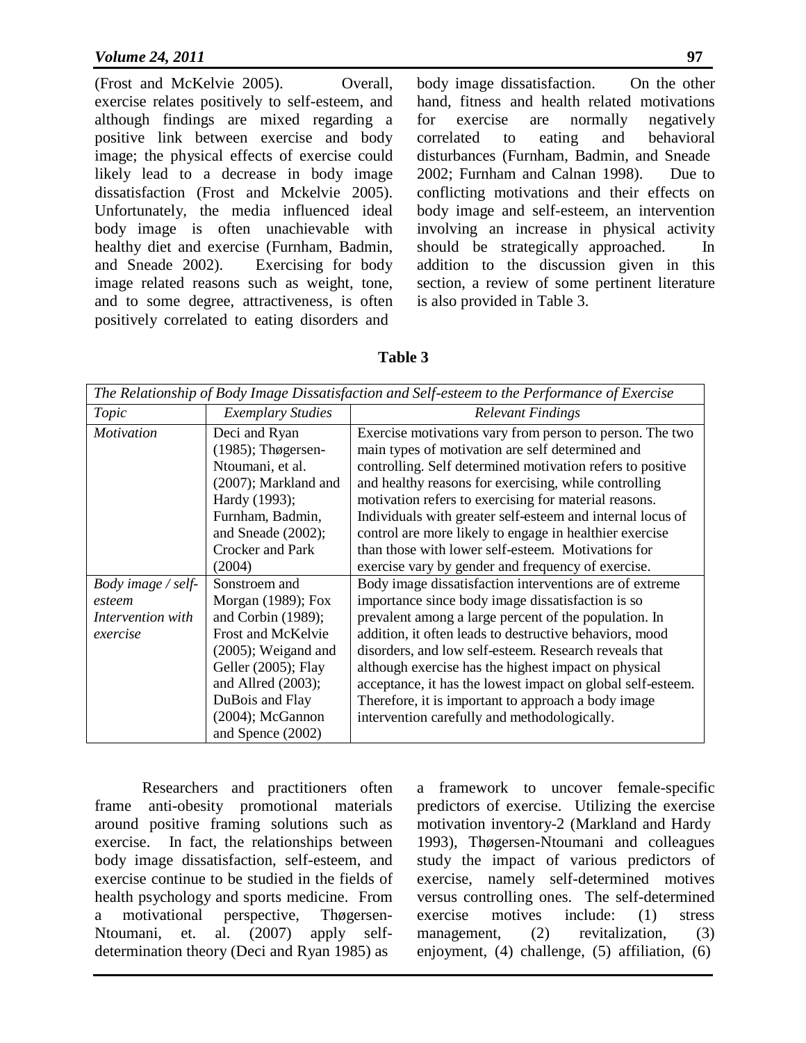(Frost and McKelvie 2005). Overall, exercise relates positively to self-esteem, and although findings are mixed regarding a positive link between exercise and body image; the physical effects of exercise could likely lead to a decrease in body image dissatisfaction (Frost and Mckelvie 2005). Unfortunately, the media influenced ideal body image is often unachievable with healthy diet and exercise (Furnham, Badmin, and Sneade 2002). Exercising for body image related reasons such as weight, tone, and to some degree, attractiveness, is often positively correlated to eating disorders and body image dissatisfaction. On the other hand, fitness and health related motivations for exercise are normally negatively correlated to eating and behavioral disturbances (Furnham, Badmin, and Sneade 2002; Furnham and Calnan 1998). Due to conflicting motivations and their effects on body image and self-esteem, an intervention involving an increase in physical activity should be strategically approached. In addition to the discussion given in this section, a review of some pertinent literature is also provided in Table 3.

**Table 3**

*The Relationship of Body Image Dissatisfaction and Self-esteem to the Performance of Exercise*

| *Topic* | *Exemplary Studies* | *Relevant Findings* |
|---|---|---|
| *Motivation* | Deci and Ryan (1985); Thøgersen-Ntoumani, et al. (2007); Markland and Hardy (1993); Furnham, Badmin, and Sneade (2002); Crocker and Park (2004) | Exercise motivations vary from person to person. The two main types of motivation are self determined and controlling. Self determined motivation refers to positive and healthy reasons for exercising, while controlling motivation refers to exercising for material reasons. Individuals with greater self-esteem and internal locus of control are more likely to engage in healthier exercise than those with lower self-esteem. Motivations for exercise vary by gender and frequency of exercise. |
| *Body image / self-esteem Intervention with exercise* | Sonstroem and Morgan (1989); Fox and Corbin (1989); Frost and McKelvie (2005); Weigand and Geller (2005); Flay and Allred (2003); DuBois and Flay (2004); McGannon and Spence (2002) | Body image dissatisfaction interventions are of extreme importance since body image dissatisfaction is so prevalent among a large percent of the population. In addition, it often leads to destructive behaviors, mood disorders, and low self-esteem. Research reveals that although exercise has the highest impact on physical acceptance, it has the lowest impact on global self-esteem. Therefore, it is important to approach a body image intervention carefully and methodologically. |

Researchers and practitioners often frame anti-obesity promotional materials around positive framing solutions such as exercise. In fact, the relationships between body image dissatisfaction, self-esteem, and exercise continue to be studied in the fields of health psychology and sports medicine. From a motivational perspective, Thøgersen-Ntoumani, et. al. (2007) apply self-determination theory (Deci and Ryan 1985) as a framework to uncover female-specific predictors of exercise. Utilizing the exercise motivation inventory-2 (Markland and Hardy 1993), Thøgersen-Ntoumani and colleagues study the impact of various predictors of exercise, namely self-determined motives versus controlling ones. The self-determined exercise motives include: (1) stress management, (2) revitalization, (3) enjoyment, (4) challenge, (5) affiliation, (6)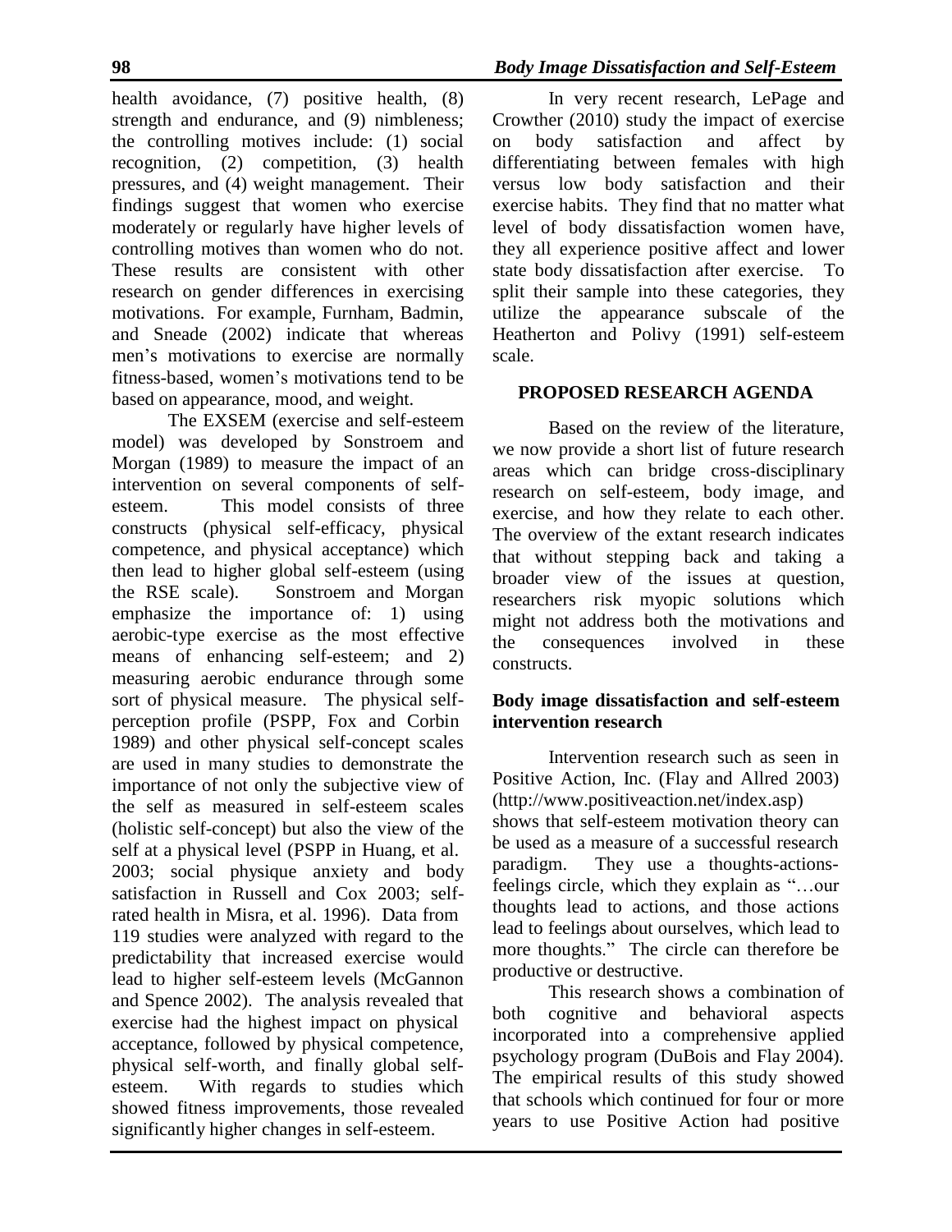health avoidance, (7) positive health, (8) strength and endurance, and (9) nimbleness; the controlling motives include: (1) social recognition, (2) competition, (3) health pressures, and (4) weight management. Their findings suggest that women who exercise moderately or regularly have higher levels of controlling motives than women who do not. These results are consistent with other research on gender differences in exercising motivations. For example, Furnham, Badmin, and Sneade (2002) indicate that whereas men's motivations to exercise are normally fitness-based, women's motivations tend to be based on appearance, mood, and weight.

The EXSEM (exercise and self-esteem model) was developed by Sonstroem and Morgan (1989) to measure the impact of an intervention on several components of self-esteem. This model consists of three constructs (physical self-efficacy, physical competence, and physical acceptance) which then lead to higher global self-esteem (using the RSE scale). Sonstroem and Morgan emphasize the importance of: 1) using aerobic-type exercise as the most effective means of enhancing self-esteem; and 2) measuring aerobic endurance through some sort of physical measure. The physical self-perception profile (PSPP, Fox and Corbin 1989) and other physical self-concept scales are used in many studies to demonstrate the importance of not only the subjective view of the self as measured in self-esteem scales (holistic self-concept) but also the view of the self at a physical level (PSPP in Huang, et al. 2003; social physique anxiety and body satisfaction in Russell and Cox 2003; self-rated health in Misra, et al. 1996). Data from 119 studies were analyzed with regard to the predictability that increased exercise would lead to higher self-esteem levels (McGannon and Spence 2002). The analysis revealed that exercise had the highest impact on physical acceptance, followed by physical competence, physical self-worth, and finally global self-esteem. With regards to studies which showed fitness improvements, those revealed significantly higher changes in self-esteem.

In very recent research, LePage and Crowther (2010) study the impact of exercise on body satisfaction and affect by differentiating between females with high versus low body satisfaction and their exercise habits. They find that no matter what level of body dissatisfaction women have, they all experience positive affect and lower state body dissatisfaction after exercise. To split their sample into these categories, they utilize the appearance subscale of the Heatherton and Polivy (1991) self-esteem scale.

## PROPOSED RESEARCH AGENDA

Based on the review of the literature, we now provide a short list of future research areas which can bridge cross-disciplinary research on self-esteem, body image, and exercise, and how they relate to each other. The overview of the extant research indicates that without stepping back and taking a broader view of the issues at question, researchers risk myopic solutions which might not address both the motivations and the consequences involved in these constructs.

### Body image dissatisfaction and self-esteem intervention research

Intervention research such as seen in Positive Action, Inc. (Flay and Allred 2003) (http://www.positiveaction.net/index.asp) shows that self-esteem motivation theory can be used as a measure of a successful research paradigm. They use a thoughts-actions-feelings circle, which they explain as "…our thoughts lead to actions, and those actions lead to feelings about ourselves, which lead to more thoughts." The circle can therefore be productive or destructive.

This research shows a combination of both cognitive and behavioral aspects incorporated into a comprehensive applied psychology program (DuBois and Flay 2004). The empirical results of this study showed that schools which continued for four or more years to use Positive Action had positive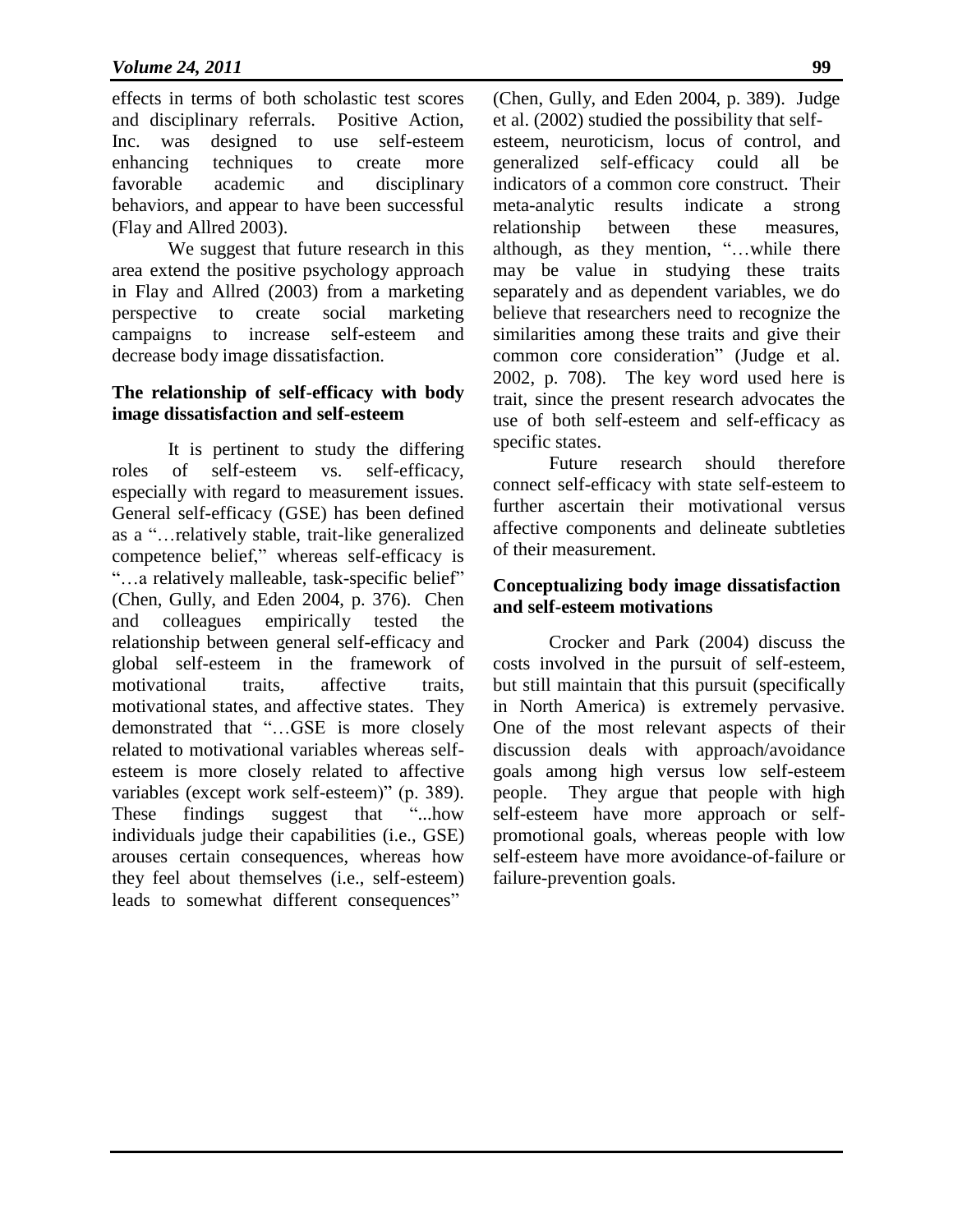effects in terms of both scholastic test scores and disciplinary referrals. Positive Action, Inc. was designed to use self-esteem enhancing techniques to create more favorable academic and disciplinary behaviors, and appear to have been successful (Flay and Allred 2003).

We suggest that future research in this area extend the positive psychology approach in Flay and Allred (2003) from a marketing perspective to create social marketing campaigns to increase self-esteem and decrease body image dissatisfaction.

### The relationship of self-efficacy with body image dissatisfaction and self-esteem

It is pertinent to study the differing roles of self-esteem vs. self-efficacy, especially with regard to measurement issues. General self-efficacy (GSE) has been defined as a "…relatively stable, trait-like generalized competence belief," whereas self-efficacy is "…a relatively malleable, task-specific belief" (Chen, Gully, and Eden 2004, p. 376). Chen and colleagues empirically tested the relationship between general self-efficacy and global self-esteem in the framework of motivational traits, affective traits, motivational states, and affective states. They demonstrated that "…GSE is more closely related to motivational variables whereas self-esteem is more closely related to affective variables (except work self-esteem)" (p. 389). These findings suggest that "...how individuals judge their capabilities (i.e., GSE) arouses certain consequences, whereas how they feel about themselves (i.e., self-esteem) leads to somewhat different consequences" (Chen, Gully, and Eden 2004, p. 389). Judge et al. (2002) studied the possibility that self-esteem, neuroticism, locus of control, and generalized self-efficacy could all be indicators of a common core construct. Their meta-analytic results indicate a strong relationship between these measures, although, as they mention, "…while there may be value in studying these traits separately and as dependent variables, we do believe that researchers need to recognize the similarities among these traits and give their common core consideration" (Judge et al. 2002, p. 708). The key word used here is trait, since the present research advocates the use of both self-esteem and self-efficacy as specific states.

Future research should therefore connect self-efficacy with state self-esteem to further ascertain their motivational versus affective components and delineate subtleties of their measurement.

### Conceptualizing body image dissatisfaction and self-esteem motivations

Crocker and Park (2004) discuss the costs involved in the pursuit of self-esteem, but still maintain that this pursuit (specifically in North America) is extremely pervasive. One of the most relevant aspects of their discussion deals with approach/avoidance goals among high versus low self-esteem people. They argue that people with high self-esteem have more approach or self-promotional goals, whereas people with low self-esteem have more avoidance-of-failure or failure-prevention goals.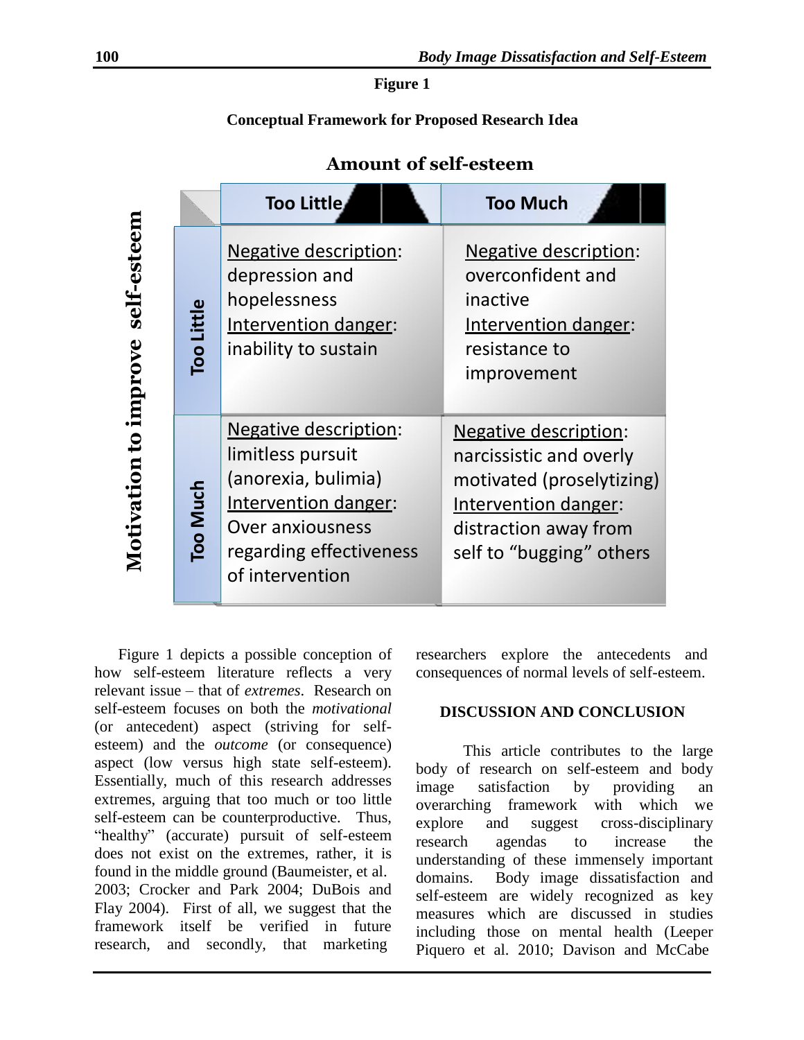**Figure 1**

**Conceptual Framework for Proposed Research Idea**

| Motivation to improve self-esteem \ Amount of self-esteem | Too Little | Too Much |
| --- | --- | --- |
| **Too Little** | Negative description: depression and hopelessness<br>Intervention danger: inability to sustain | Negative description: overconfident and inactive<br>Intervention danger: resistance to improvement |
| **Too Much** | Negative description: limitless pursuit (anorexia, bulimia)<br>Intervention danger: Over anxiousness regarding effectiveness of intervention | Negative description: narcissistic and overly motivated (proselytizing)<br>Intervention danger: distraction away from self to "bugging" others |

Figure 1 depicts a possible conception of how self-esteem literature reflects a very relevant issue – that of *extremes*. Research on self-esteem focuses on both the *motivational* (or antecedent) aspect (striving for self-esteem) and the *outcome* (or consequence) aspect (low versus high state self-esteem). Essentially, much of this research addresses extremes, arguing that too much or too little self-esteem can be counterproductive. Thus, "healthy" (accurate) pursuit of self-esteem does not exist on the extremes, rather, it is found in the middle ground (Baumeister, et al. 2003; Crocker and Park 2004; DuBois and Flay 2004). First of all, we suggest that the framework itself be verified in future research, and secondly, that marketing researchers explore the antecedents and consequences of normal levels of self-esteem.

## DISCUSSION AND CONCLUSION

This article contributes to the large body of research on self-esteem and body image satisfaction by providing an overarching framework with which we explore and suggest cross-disciplinary research agendas to increase the understanding of these immensely important domains. Body image dissatisfaction and self-esteem are widely recognized as key measures which are discussed in studies including those on mental health (Leeper Piquero et al. 2010; Davison and McCabe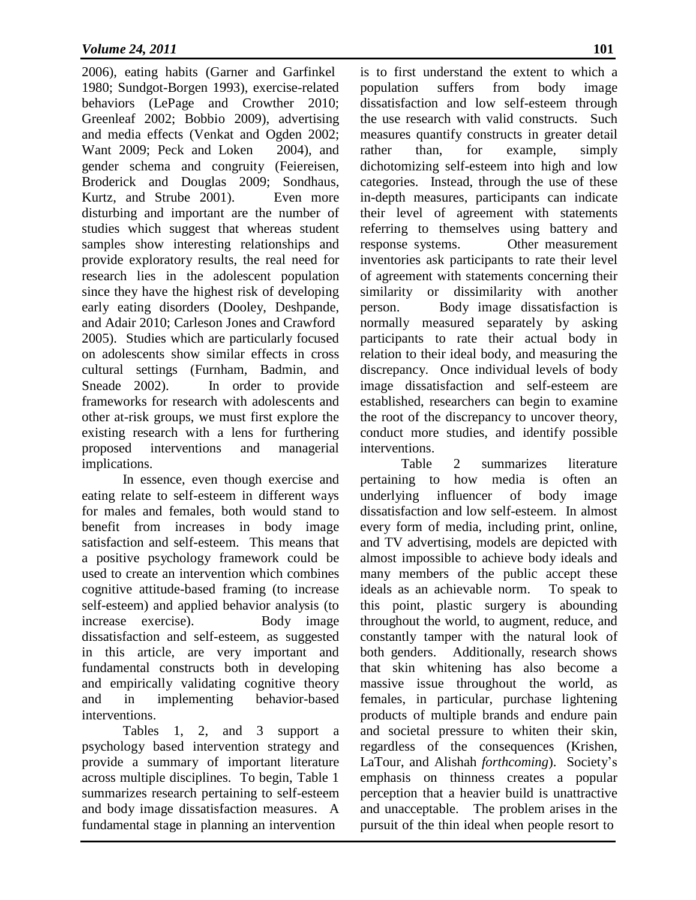2006), eating habits (Garner and Garfinkel 1980; Sundgot-Borgen 1993), exercise-related behaviors (LePage and Crowther 2010; Greenleaf 2002; Bobbio 2009), advertising and media effects (Venkat and Ogden 2002; Want 2009; Peck and Loken 2004), and gender schema and congruity (Feiereisen, Broderick and Douglas 2009; Sondhaus, Kurtz, and Strube 2001). Even more disturbing and important are the number of studies which suggest that whereas student samples show interesting relationships and provide exploratory results, the real need for research lies in the adolescent population since they have the highest risk of developing early eating disorders (Dooley, Deshpande, and Adair 2010; Carleson Jones and Crawford 2005). Studies which are particularly focused on adolescents show similar effects in cross cultural settings (Furnham, Badmin, and Sneade 2002). In order to provide frameworks for research with adolescents and other at-risk groups, we must first explore the existing research with a lens for furthering proposed interventions and managerial implications.

In essence, even though exercise and eating relate to self-esteem in different ways for males and females, both would stand to benefit from increases in body image satisfaction and self-esteem. This means that a positive psychology framework could be used to create an intervention which combines cognitive attitude-based framing (to increase self-esteem) and applied behavior analysis (to increase exercise). Body image dissatisfaction and self-esteem, as suggested in this article, are very important and fundamental constructs both in developing and empirically validating cognitive theory and in implementing behavior-based interventions.

Tables 1, 2, and 3 support a psychology based intervention strategy and provide a summary of important literature across multiple disciplines. To begin, Table 1 summarizes research pertaining to self-esteem and body image dissatisfaction measures. A fundamental stage in planning an intervention is to first understand the extent to which a population suffers from body image dissatisfaction and low self-esteem through the use research with valid constructs. Such measures quantify constructs in greater detail rather than, for example, simply dichotomizing self-esteem into high and low categories. Instead, through the use of these in-depth measures, participants can indicate their level of agreement with statements referring to themselves using battery and response systems. Other measurement inventories ask participants to rate their level of agreement with statements concerning their similarity or dissimilarity with another person. Body image dissatisfaction is normally measured separately by asking participants to rate their actual body in relation to their ideal body, and measuring the discrepancy. Once individual levels of body image dissatisfaction and self-esteem are established, researchers can begin to examine the root of the discrepancy to uncover theory, conduct more studies, and identify possible interventions.

Table 2 summarizes literature pertaining to how media is often an underlying influencer of body image dissatisfaction and low self-esteem. In almost every form of media, including print, online, and TV advertising, models are depicted with almost impossible to achieve body ideals and many members of the public accept these ideals as an achievable norm. To speak to this point, plastic surgery is abounding throughout the world, to augment, reduce, and constantly tamper with the natural look of both genders. Additionally, research shows that skin whitening has also become a massive issue throughout the world, as females, in particular, purchase lightening products of multiple brands and endure pain and societal pressure to whiten their skin, regardless of the consequences (Krishen, LaTour, and Alishah *forthcoming*). Society's emphasis on thinness creates a popular perception that a heavier build is unattractive and unacceptable. The problem arises in the pursuit of the thin ideal when people resort to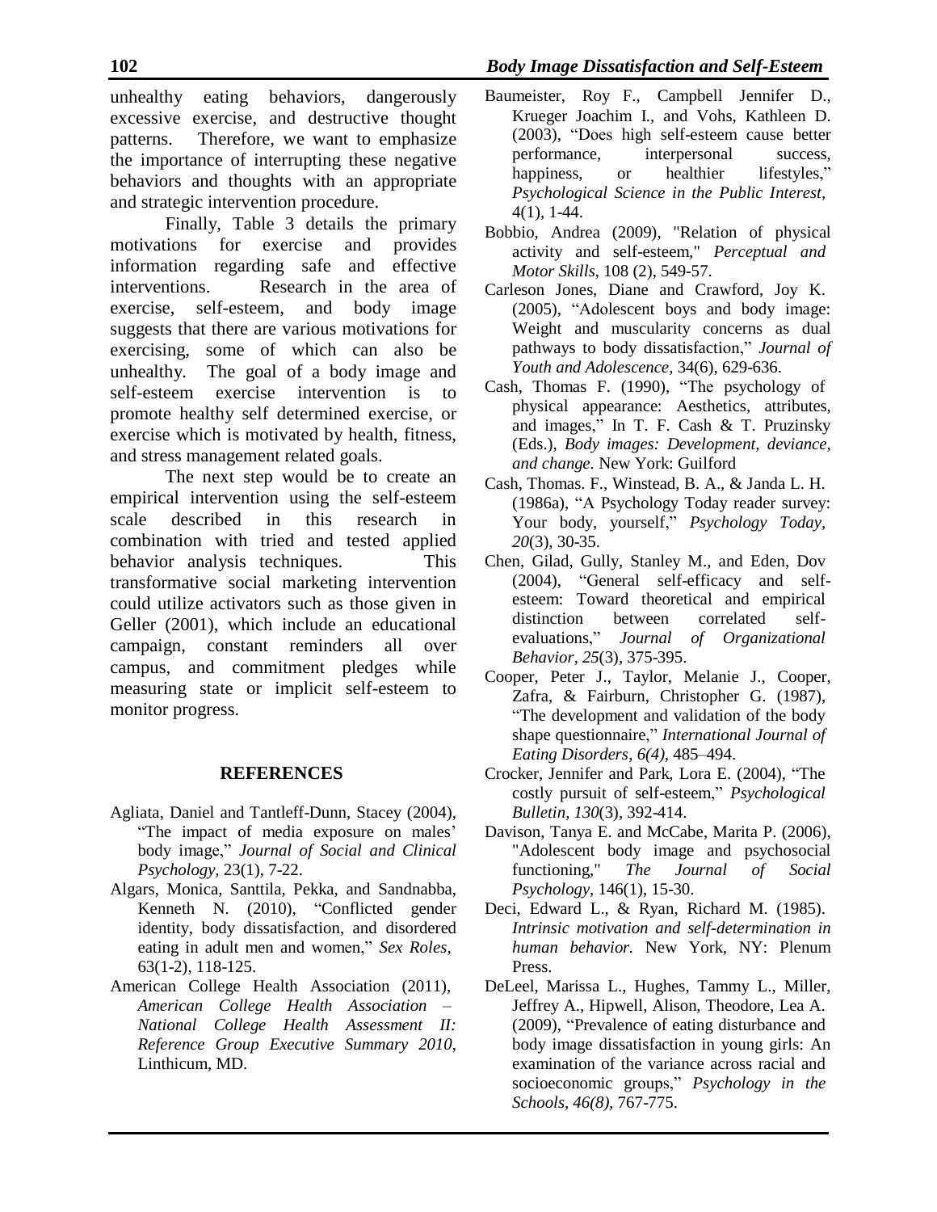unhealthy eating behaviors, dangerously excessive exercise, and destructive thought patterns. Therefore, we want to emphasize the importance of interrupting these negative behaviors and thoughts with an appropriate and strategic intervention procedure.

Finally, Table 3 details the primary motivations for exercise and provides information regarding safe and effective interventions. Research in the area of exercise, self-esteem, and body image suggests that there are various motivations for exercising, some of which can also be unhealthy. The goal of a body image and self-esteem exercise intervention is to promote healthy self determined exercise, or exercise which is motivated by health, fitness, and stress management related goals.

The next step would be to create an empirical intervention using the self-esteem scale described in this research in combination with tried and tested applied behavior analysis techniques. This transformative social marketing intervention could utilize activators such as those given in Geller (2001), which include an educational campaign, constant reminders all over campus, and commitment pledges while measuring state or implicit self-esteem to monitor progress.

## REFERENCES

Agliata, Daniel and Tantleff-Dunn, Stacey (2004), "The impact of media exposure on males' body image," *Journal of Social and Clinical Psychology,* 23(1), 7-22.

Algars, Monica, Santtila, Pekka, and Sandnabba, Kenneth N. (2010), "Conflicted gender identity, body dissatisfaction, and disordered eating in adult men and women," *Sex Roles,* 63(1-2), 118-125.

American College Health Association (2011), *American College Health Association – National College Health Assessment II: Reference Group Executive Summary 2010*, Linthicum, MD.

Baumeister, Roy F., Campbell Jennifer D., Krueger Joachim I., and Vohs, Kathleen D. (2003), "Does high self-esteem cause better performance, interpersonal success, happiness, or healthier lifestyles," *Psychological Science in the Public Interest,* 4(1), 1-44.

Bobbio, Andrea (2009), "Relation of physical activity and self-esteem," *Perceptual and Motor Skills*, 108 (2), 549-57.

Carleson Jones, Diane and Crawford, Joy K. (2005), "Adolescent boys and body image: Weight and muscularity concerns as dual pathways to body dissatisfaction," *Journal of Youth and Adolescence*, 34(6), 629-636.

Cash, Thomas F. (1990), "The psychology of physical appearance: Aesthetics, attributes, and images," In T. F. Cash & T. Pruzinsky (Eds.), *Body images: Development, deviance, and change.* New York: Guilford

Cash, Thomas. F., Winstead, B. A., & Janda L. H. (1986a), "A Psychology Today reader survey: Your body, yourself," *Psychology Today, 20*(3), 30-35.

Chen, Gilad, Gully, Stanley M., and Eden, Dov (2004), "General self-efficacy and self-esteem: Toward theoretical and empirical distinction between correlated self-evaluations," *Journal of Organizational Behavior, 25*(3), 375-395.

Cooper, Peter J., Taylor, Melanie J., Cooper, Zafra, & Fairburn, Christopher G. (1987), "The development and validation of the body shape questionnaire," *International Journal of Eating Disorders*, *6(4)*, 485–494.

Crocker, Jennifer and Park, Lora E. (2004), "The costly pursuit of self-esteem," *Psychological Bulletin, 130*(3), 392-414.

Davison, Tanya E. and McCabe, Marita P. (2006), "Adolescent body image and psychosocial functioning," *The Journal of Social Psychology*, 146(1), 15-30.

Deci, Edward L., & Ryan, Richard M. (1985). *Intrinsic motivation and self-determination in human behavior.* New York, NY: Plenum Press.

DeLeel, Marissa L., Hughes, Tammy L., Miller, Jeffrey A., Hipwell, Alison, Theodore, Lea A. (2009), "Prevalence of eating disturbance and body image dissatisfaction in young girls: An examination of the variance across racial and socioeconomic groups," *Psychology in the Schools, 46(8)*, 767-775.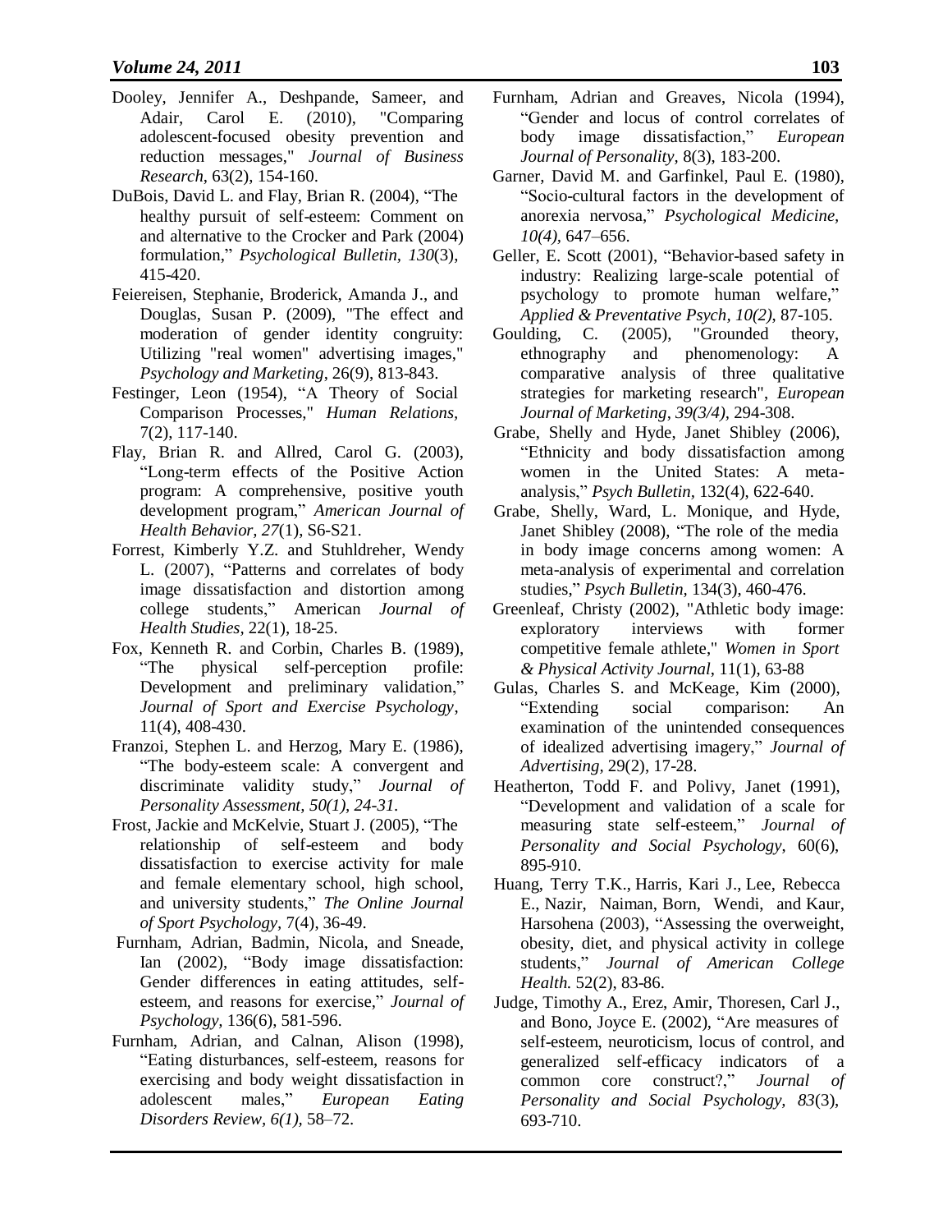Dooley, Jennifer A., Deshpande, Sameer, and Adair, Carol E. (2010), "Comparing adolescent-focused obesity prevention and reduction messages," *Journal of Business Research*, 63(2), 154-160.

DuBois, David L. and Flay, Brian R. (2004), "The healthy pursuit of self-esteem: Comment on and alternative to the Crocker and Park (2004) formulation," *Psychological Bulletin, 130*(3), 415-420.

Feiereisen, Stephanie, Broderick, Amanda J., and Douglas, Susan P. (2009), "The effect and moderation of gender identity congruity: Utilizing "real women" advertising images," *Psychology and Marketing*, 26(9), 813-843.

Festinger, Leon (1954), "A Theory of Social Comparison Processes," *Human Relations,* 7(2), 117-140.

Flay, Brian R. and Allred, Carol G. (2003), "Long-term effects of the Positive Action program: A comprehensive, positive youth development program," *American Journal of Health Behavior, 27*(1), S6-S21.

Forrest, Kimberly Y.Z. and Stuhldreher, Wendy L. (2007), "Patterns and correlates of body image dissatisfaction and distortion among college students," American *Journal of Health Studies*, 22(1), 18-25.

Fox, Kenneth R. and Corbin, Charles B. (1989), "The physical self-perception profile: Development and preliminary validation," *Journal of Sport and Exercise Psychology,* 11(4), 408-430.

Franzoi, Stephen L. and Herzog, Mary E. (1986), "The body-esteem scale: A convergent and discriminate validity study," *Journal of Personality Assessment, 50(1), 24-31.*

Frost, Jackie and McKelvie, Stuart J. (2005), "The relationship of self-esteem and body dissatisfaction to exercise activity for male and female elementary school, high school, and university students," *The Online Journal of Sport Psychology*, 7(4), 36-49.

Furnham, Adrian, Badmin, Nicola, and Sneade, Ian (2002), "Body image dissatisfaction: Gender differences in eating attitudes, self-esteem, and reasons for exercise," *Journal of Psychology,* 136(6), 581-596.

Furnham, Adrian, and Calnan, Alison (1998), "Eating disturbances, self-esteem, reasons for exercising and body weight dissatisfaction in adolescent males," *European Eating Disorders Review, 6(1),* 58–72.

Furnham, Adrian and Greaves, Nicola (1994), "Gender and locus of control correlates of body image dissatisfaction," *European Journal of Personality*, 8(3), 183-200.

Garner, David M. and Garfinkel, Paul E. (1980), "Socio-cultural factors in the development of anorexia nervosa," *Psychological Medicine, 10(4)*, 647–656.

Geller, E. Scott (2001), "Behavior-based safety in industry: Realizing large-scale potential of psychology to promote human welfare," *Applied & Preventative Psych, 10(2)*, 87-105.

Goulding, C. (2005), "Grounded theory, ethnography and phenomenology: A comparative analysis of three qualitative strategies for marketing research", *European Journal of Marketing, 39(3/4),* 294-308.

Grabe, Shelly and Hyde, Janet Shibley (2006), "Ethnicity and body dissatisfaction among women in the United States: A meta-analysis," *Psych Bulletin*, 132(4), 622-640.

Grabe, Shelly, Ward, L. Monique, and Hyde, Janet Shibley (2008), "The role of the media in body image concerns among women: A meta-analysis of experimental and correlation studies," *Psych Bulletin*, 134(3), 460-476.

Greenleaf, Christy (2002), "Athletic body image: exploratory interviews with former competitive female athlete," *Women in Sport & Physical Activity Journal*, 11(1), 63-88

Gulas, Charles S. and McKeage, Kim (2000), "Extending social comparison: An examination of the unintended consequences of idealized advertising imagery," *Journal of Advertising,* 29(2), 17-28.

Heatherton, Todd F. and Polivy, Janet (1991), "Development and validation of a scale for measuring state self-esteem," *Journal of Personality and Social Psychology*, 60(6), 895-910.

Huang, Terry T.K., Harris, Kari J., Lee, Rebecca E., Nazir, Naiman, Born, Wendi, and Kaur, Harsohena (2003), "Assessing the overweight, obesity, diet, and physical activity in college students," *Journal of American College Health.* 52(2), 83-86.

Judge, Timothy A., Erez, Amir, Thoresen, Carl J., and Bono, Joyce E. (2002), "Are measures of self-esteem, neuroticism, locus of control, and generalized self-efficacy indicators of a common core construct?," *Journal of Personality and Social Psychology, 83*(3), 693-710.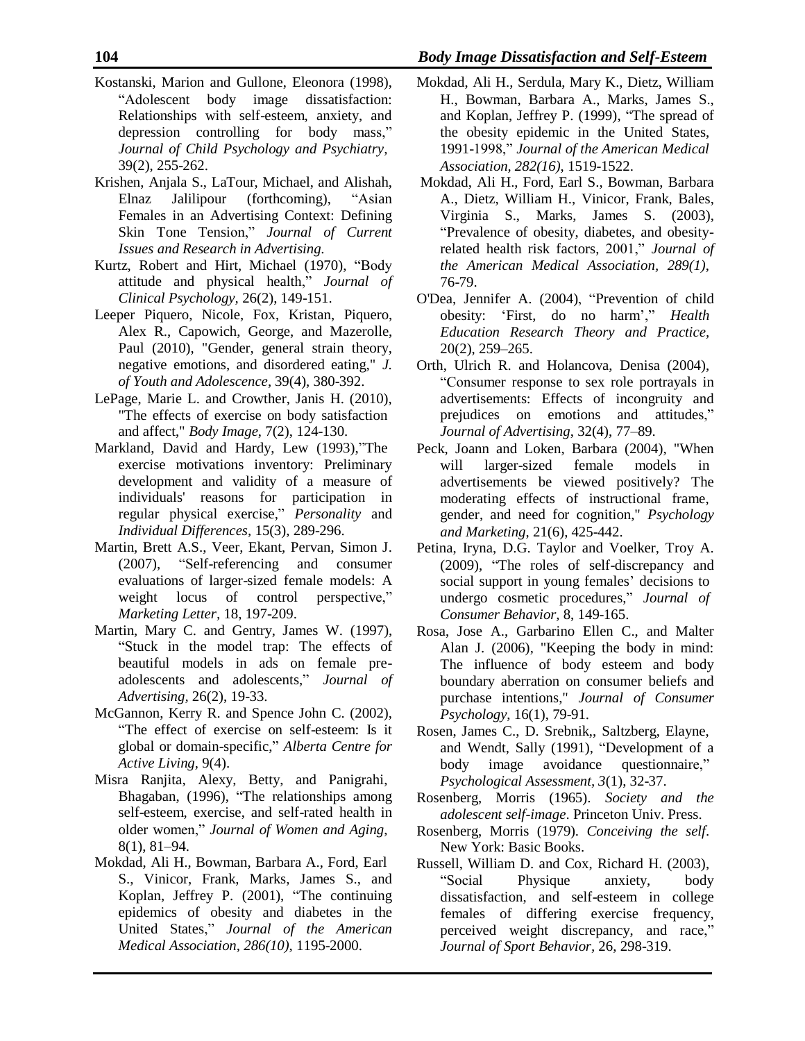Kostanski, Marion and Gullone, Eleonora (1998), "Adolescent body image dissatisfaction: Relationships with self-esteem, anxiety, and depression controlling for body mass," *Journal of Child Psychology and Psychiatry*, 39(2), 255-262.

Krishen, Anjala S., LaTour, Michael, and Alishah, Elnaz Jalilipour (forthcoming), "Asian Females in an Advertising Context: Defining Skin Tone Tension," *Journal of Current Issues and Research in Advertising.*

Kurtz, Robert and Hirt, Michael (1970), "Body attitude and physical health," *Journal of Clinical Psychology*, 26(2), 149-151.

Leeper Piquero, Nicole, Fox, Kristan, Piquero, Alex R., Capowich, George, and Mazerolle, Paul (2010), "Gender, general strain theory, negative emotions, and disordered eating," *J. of Youth and Adolescence*, 39(4), 380-392.

LePage, Marie L. and Crowther, Janis H. (2010), "The effects of exercise on body satisfaction and affect," *Body Image*, 7(2), 124-130.

Markland, David and Hardy, Lew (1993),"The exercise motivations inventory: Preliminary development and validity of a measure of individuals' reasons for participation in regular physical exercise," *Personality* and *Individual Differences*, 15(3), 289-296.

Martin, Brett A.S., Veer, Ekant, Pervan, Simon J. (2007), "Self-referencing and consumer evaluations of larger-sized female models: A weight locus of control perspective," *Marketing Letter*, 18, 197-209.

Martin, Mary C. and Gentry, James W. (1997), "Stuck in the model trap: The effects of beautiful models in ads on female pre-adolescents and adolescents," *Journal of Advertising*, 26(2), 19-33.

McGannon, Kerry R. and Spence John C. (2002), "The effect of exercise on self-esteem: Is it global or domain-specific," *Alberta Centre for Active Living*, 9(4).

Misra Ranjita, Alexy, Betty, and Panigrahi, Bhagaban, (1996), "The relationships among self-esteem, exercise, and self-rated health in older women," *Journal of Women and Aging*, 8(1), 81–94.

Mokdad, Ali H., Bowman, Barbara A., Ford, Earl S., Vinicor, Frank, Marks, James S., and Koplan, Jeffrey P. (2001), "The continuing epidemics of obesity and diabetes in the United States," *Journal of the American Medical Association, 286(10)*, 1195-2000.

Mokdad, Ali H., Serdula, Mary K., Dietz, William H., Bowman, Barbara A., Marks, James S., and Koplan, Jeffrey P. (1999), "The spread of the obesity epidemic in the United States, 1991-1998," *Journal of the American Medical Association, 282(16)*, 1519-1522.

Mokdad, Ali H., Ford, Earl S., Bowman, Barbara A., Dietz, William H., Vinicor, Frank, Bales, Virginia S., Marks, James S. (2003), "Prevalence of obesity, diabetes, and obesity-related health risk factors, 2001," *Journal of the American Medical Association, 289(1)*, 76-79.

O'Dea, Jennifer A. (2004), "Prevention of child obesity: 'First, do no harm'," *Health Education Research Theory and Practice*, 20(2), 259–265.

Orth, Ulrich R. and Holancova, Denisa (2004), "Consumer response to sex role portrayals in advertisements: Effects of incongruity and prejudices on emotions and attitudes," *Journal of Advertising*, 32(4), 77–89.

Peck, Joann and Loken, Barbara (2004), "When will larger-sized female models in advertisements be viewed positively? The moderating effects of instructional frame, gender, and need for cognition," *Psychology and Marketing*, 21(6), 425-442.

Petina, Iryna, D.G. Taylor and Voelker, Troy A. (2009), "The roles of self-discrepancy and social support in young females' decisions to undergo cosmetic procedures," *Journal of Consumer Behavior*, 8, 149-165.

Rosa, Jose A., Garbarino Ellen C., and Malter Alan J. (2006), "Keeping the body in mind: The influence of body esteem and body boundary aberration on consumer beliefs and purchase intentions," *Journal of Consumer Psychology*, 16(1), 79-91.

Rosen, James C., D. Srebnik,, Saltzberg, Elayne, and Wendt, Sally (1991), "Development of a body image avoidance questionnaire," *Psychological Assessment, 3*(1), 32-37.

Rosenberg, Morris (1965). *Society and the adolescent self-image*. Princeton Univ. Press.

Rosenberg, Morris (1979). *Conceiving the self*. New York: Basic Books.

Russell, William D. and Cox, Richard H. (2003), "Social Physique anxiety, body dissatisfaction, and self-esteem in college females of differing exercise frequency, perceived weight discrepancy, and race," *Journal of Sport Behavior*, 26, 298-319.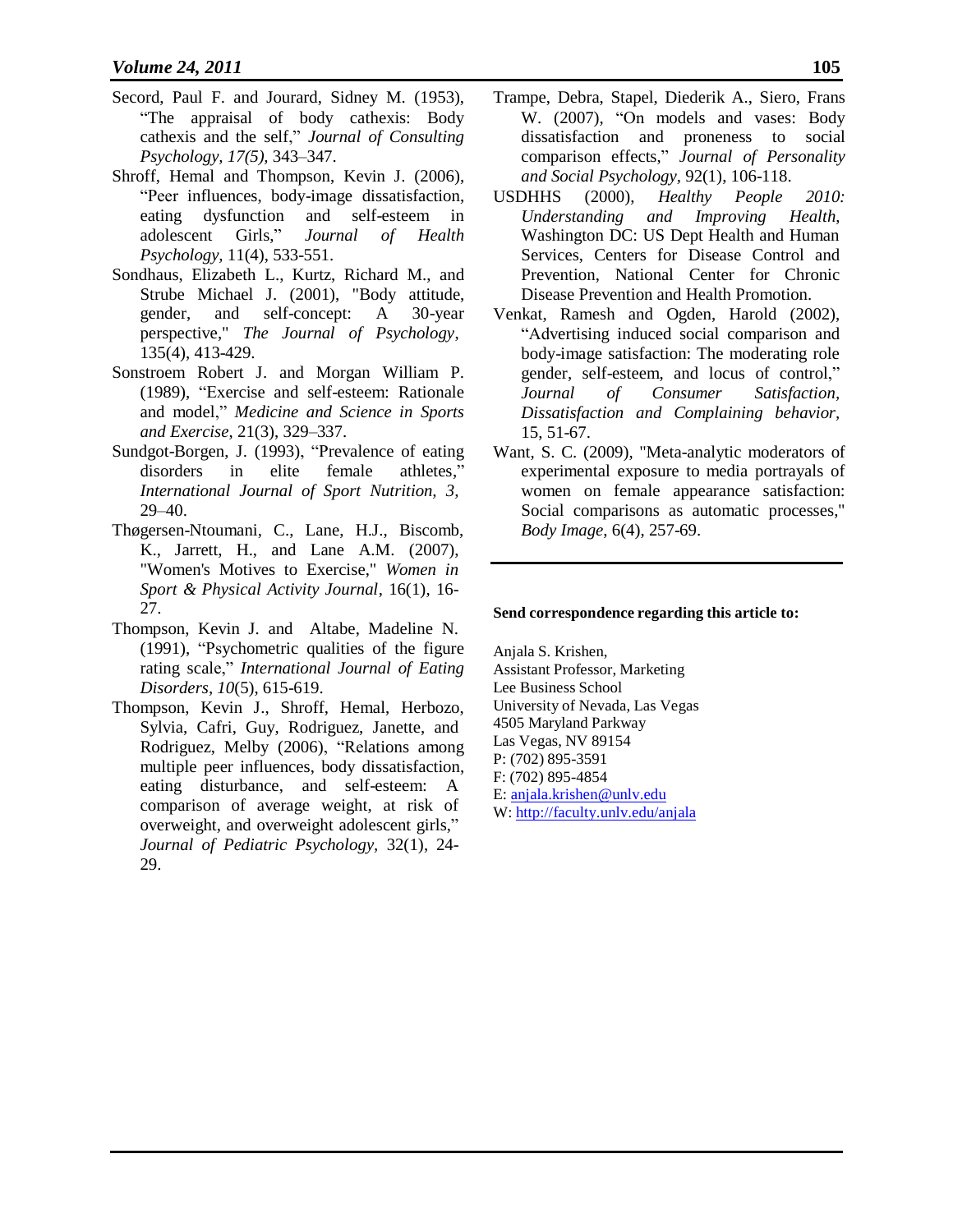Secord, Paul F. and Jourard, Sidney M. (1953), "The appraisal of body cathexis: Body cathexis and the self," *Journal of Consulting Psychology, 17(5)*, 343–347.

Shroff, Hemal and Thompson, Kevin J. (2006), "Peer influences, body-image dissatisfaction, eating dysfunction and self-esteem in adolescent Girls," *Journal of Health Psychology*, 11(4), 533-551.

Sondhaus, Elizabeth L., Kurtz, Richard M., and Strube Michael J. (2001), "Body attitude, gender, and self-concept: A 30-year perspective," *The Journal of Psychology*, 135(4), 413-429.

Sonstroem Robert J. and Morgan William P. (1989), "Exercise and self-esteem: Rationale and model," *Medicine and Science in Sports and Exercise*, 21(3), 329–337.

Sundgot-Borgen, J. (1993), "Prevalence of eating disorders in elite female athletes," *International Journal of Sport Nutrition, 3*, 29–40.

Thøgersen-Ntoumani, C., Lane, H.J., Biscomb, K., Jarrett, H., and Lane A.M. (2007), "Women's Motives to Exercise," *Women in Sport & Physical Activity Journal*, 16(1), 16-27.

Thompson, Kevin J. and Altabe, Madeline N. (1991), "Psychometric qualities of the figure rating scale," *International Journal of Eating Disorders, 10*(5), 615-619.

Thompson, Kevin J., Shroff, Hemal, Herbozo, Sylvia, Cafri, Guy, Rodriguez, Janette, and Rodriguez, Melby (2006), "Relations among multiple peer influences, body dissatisfaction, eating disturbance, and self-esteem: A comparison of average weight, at risk of overweight, and overweight adolescent girls," *Journal of Pediatric Psychology*, 32(1), 24-29.

Trampe, Debra, Stapel, Diederik A., Siero, Frans W. (2007), "On models and vases: Body dissatisfaction and proneness to social comparison effects," *Journal of Personality and Social Psychology*, 92(1), 106-118.

USDHHS (2000), *Healthy People 2010: Understanding and Improving Health*, Washington DC: US Dept Health and Human Services, Centers for Disease Control and Prevention, National Center for Chronic Disease Prevention and Health Promotion.

Venkat, Ramesh and Ogden, Harold (2002), "Advertising induced social comparison and body-image satisfaction: The moderating role gender, self-esteem, and locus of control," *Journal of Consumer Satisfaction, Dissatisfaction and Complaining behavior*, 15, 51-67.

Want, S. C. (2009), "Meta-analytic moderators of experimental exposure to media portrayals of women on female appearance satisfaction: Social comparisons as automatic processes," *Body Image*, 6(4), 257-69.

---

**Send correspondence regarding this article to:**

Anjala S. Krishen,
Assistant Professor, Marketing
Lee Business School
University of Nevada, Las Vegas
4505 Maryland Parkway
Las Vegas, NV 89154
P: (702) 895-3591
F: (702) 895-4854
E: anjala.krishen@unlv.edu
W: http://faculty.unlv.edu/anjala